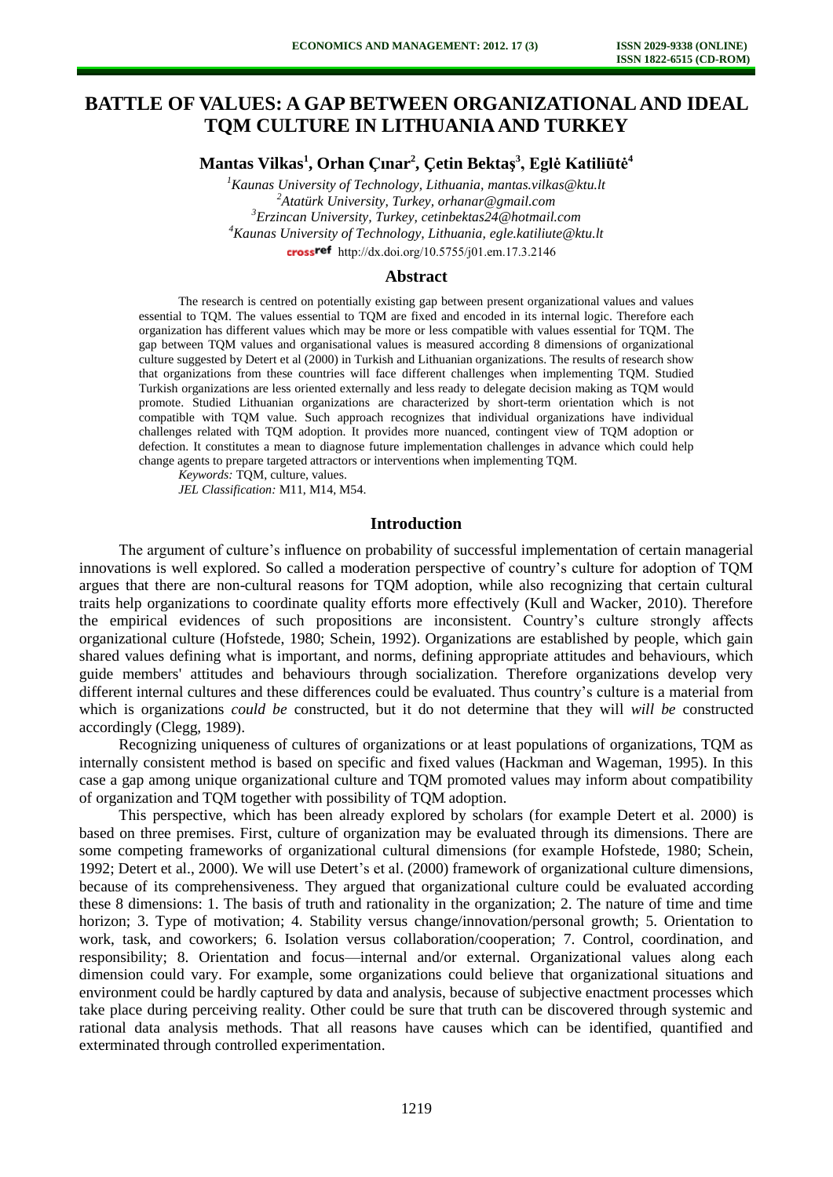# BATTLE OF VALUES: A GAP BETWEEN ORGANIZATIONAL AND IDEAL TQM CULTURE IN LITHUANIA AND TURKEY

**Mantas Vilkas[1], Orhan Çınar[2], Çetin Bektaş[3], Eglė Katiliūtė[4]**

[1]*Kaunas University of Technology, Lithuania, mantas.vilkas@ktu.lt*
[2]*Atatürk University, Turkey, orhanar@gmail.com*
[3]*Erzincan University, Turkey, cetinbektas24@hotmail.com*
[4]*Kaunas University of Technology, Lithuania, egle.katiliute@ktu.lt*
http://dx.doi.org/10.5755/j01.em.17.3.2146

## Abstract

The research is centred on potentially existing gap between present organizational values and values essential to TQM. The values essential to TQM are fixed and encoded in its internal logic. Therefore each organization has different values which may be more or less compatible with values essential for TQM. The gap between TQM values and organisational values is measured according 8 dimensions of organizational culture suggested by Detert et al (2000) in Turkish and Lithuanian organizations. The results of research show that organizations from these countries will face different challenges when implementing TQM. Studied Turkish organizations are less oriented externally and less ready to delegate decision making as TQM would promote. Studied Lithuanian organizations are characterized by short-term orientation which is not compatible with TQM value. Such approach recognizes that individual organizations have individual challenges related with TQM adoption. It provides more nuanced, contingent view of TQM adoption or defection. It constitutes a mean to diagnose future implementation challenges in advance which could help change agents to prepare targeted attractors or interventions when implementing TQM.

*Keywords:* TQM, culture, values.

*JEL Classification:* M11, M14, M54.

## Introduction

The argument of culture's influence on probability of successful implementation of certain managerial innovations is well explored. So called a moderation perspective of country's culture for adoption of TQM argues that there are non-cultural reasons for TQM adoption, while also recognizing that certain cultural traits help organizations to coordinate quality efforts more effectively (Kull and Wacker, 2010). Therefore the empirical evidences of such propositions are inconsistent. Country's culture strongly affects organizational culture (Hofstede, 1980; Schein, 1992). Organizations are established by people, which gain shared values defining what is important, and norms, defining appropriate attitudes and behaviours, which guide members' attitudes and behaviours through socialization. Therefore organizations develop very different internal cultures and these differences could be evaluated. Thus country's culture is a material from which is organizations *could be* constructed, but it do not determine that they will *will be* constructed accordingly (Clegg, 1989).

Recognizing uniqueness of cultures of organizations or at least populations of organizations, TQM as internally consistent method is based on specific and fixed values (Hackman and Wageman, 1995). In this case a gap among unique organizational culture and TQM promoted values may inform about compatibility of organization and TQM together with possibility of TQM adoption.

This perspective, which has been already explored by scholars (for example Detert et al. 2000) is based on three premises. First, culture of organization may be evaluated through its dimensions. There are some competing frameworks of organizational cultural dimensions (for example Hofstede, 1980; Schein, 1992; Detert et al., 2000). We will use Detert's et al. (2000) framework of organizational culture dimensions, because of its comprehensiveness. They argued that organizational culture could be evaluated according these 8 dimensions: 1. The basis of truth and rationality in the organization; 2. The nature of time and time horizon; 3. Type of motivation; 4. Stability versus change/innovation/personal growth; 5. Orientation to work, task, and coworkers; 6. Isolation versus collaboration/cooperation; 7. Control, coordination, and responsibility; 8. Orientation and focus—internal and/or external. Organizational values along each dimension could vary. For example, some organizations could believe that organizational situations and environment could be hardly captured by data and analysis, because of subjective enactment processes which take place during perceiving reality. Other could be sure that truth can be discovered through systemic and rational data analysis methods. That all reasons have causes which can be identified, quantified and exterminated through controlled experimentation.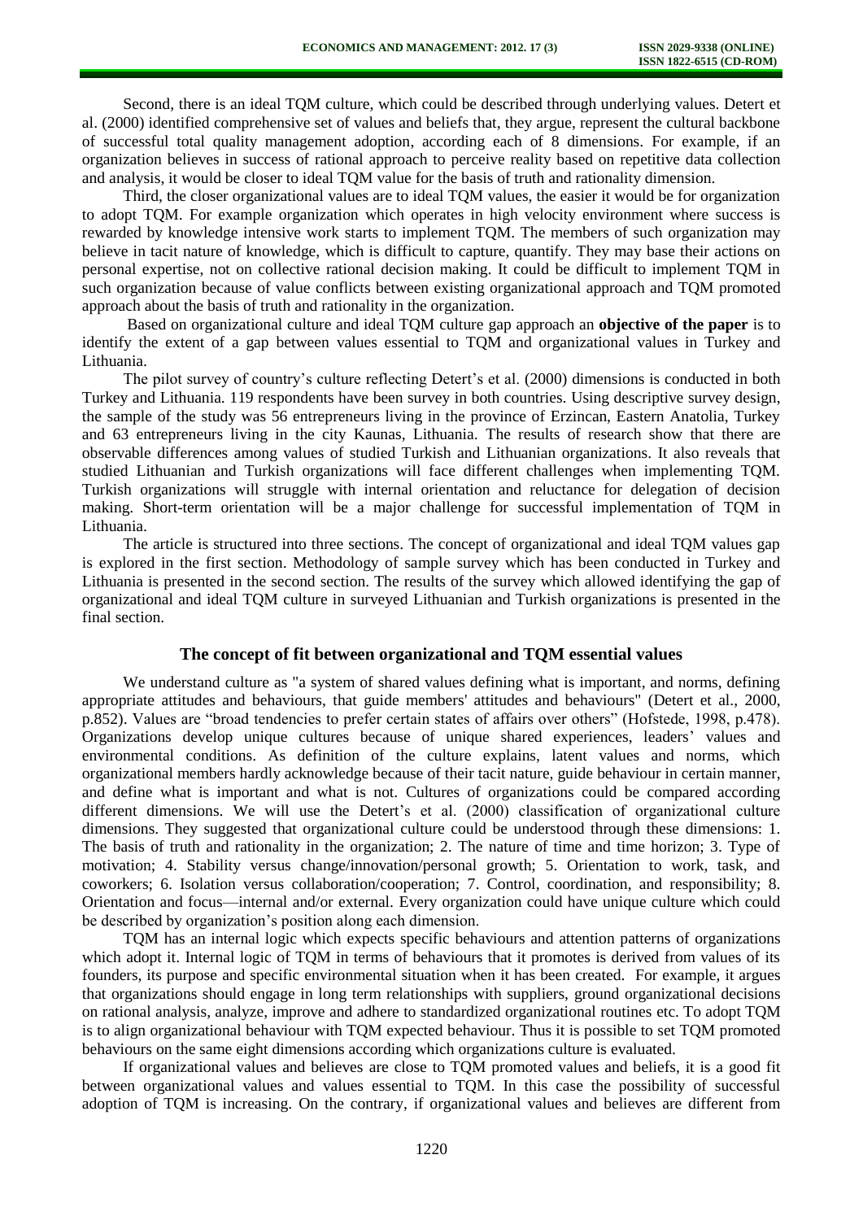Second, there is an ideal TQM culture, which could be described through underlying values. Detert et al. (2000) identified comprehensive set of values and beliefs that, they argue, represent the cultural backbone of successful total quality management adoption, according each of 8 dimensions. For example, if an organization believes in success of rational approach to perceive reality based on repetitive data collection and analysis, it would be closer to ideal TQM value for the basis of truth and rationality dimension.

Third, the closer organizational values are to ideal TQM values, the easier it would be for organization to adopt TQM. For example organization which operates in high velocity environment where success is rewarded by knowledge intensive work starts to implement TQM. The members of such organization may believe in tacit nature of knowledge, which is difficult to capture, quantify. They may base their actions on personal expertise, not on collective rational decision making. It could be difficult to implement TQM in such organization because of value conflicts between existing organizational approach and TQM promoted approach about the basis of truth and rationality in the organization.

Based on organizational culture and ideal TQM culture gap approach an **objective of the paper** is to identify the extent of a gap between values essential to TQM and organizational values in Turkey and Lithuania.

The pilot survey of country's culture reflecting Detert's et al. (2000) dimensions is conducted in both Turkey and Lithuania. 119 respondents have been survey in both countries. Using descriptive survey design, the sample of the study was 56 entrepreneurs living in the province of Erzincan, Eastern Anatolia, Turkey and 63 entrepreneurs living in the city Kaunas, Lithuania. The results of research show that there are observable differences among values of studied Turkish and Lithuanian organizations. It also reveals that studied Lithuanian and Turkish organizations will face different challenges when implementing TQM. Turkish organizations will struggle with internal orientation and reluctance for delegation of decision making. Short-term orientation will be a major challenge for successful implementation of TQM in Lithuania.

The article is structured into three sections. The concept of organizational and ideal TQM values gap is explored in the first section. Methodology of sample survey which has been conducted in Turkey and Lithuania is presented in the second section. The results of the survey which allowed identifying the gap of organizational and ideal TQM culture in surveyed Lithuanian and Turkish organizations is presented in the final section.

## The concept of fit between organizational and TQM essential values

We understand culture as "a system of shared values defining what is important, and norms, defining appropriate attitudes and behaviours, that guide members' attitudes and behaviours" (Detert et al., 2000, p.852). Values are "broad tendencies to prefer certain states of affairs over others" (Hofstede, 1998, p.478). Organizations develop unique cultures because of unique shared experiences, leaders' values and environmental conditions. As definition of the culture explains, latent values and norms, which organizational members hardly acknowledge because of their tacit nature, guide behaviour in certain manner, and define what is important and what is not. Cultures of organizations could be compared according different dimensions. We will use the Detert's et al. (2000) classification of organizational culture dimensions. They suggested that organizational culture could be understood through these dimensions: 1. The basis of truth and rationality in the organization; 2. The nature of time and time horizon; 3. Type of motivation; 4. Stability versus change/innovation/personal growth; 5. Orientation to work, task, and coworkers; 6. Isolation versus collaboration/cooperation; 7. Control, coordination, and responsibility; 8. Orientation and focus—internal and/or external. Every organization could have unique culture which could be described by organization's position along each dimension.

TQM has an internal logic which expects specific behaviours and attention patterns of organizations which adopt it. Internal logic of TQM in terms of behaviours that it promotes is derived from values of its founders, its purpose and specific environmental situation when it has been created. For example, it argues that organizations should engage in long term relationships with suppliers, ground organizational decisions on rational analysis, analyze, improve and adhere to standardized organizational routines etc. To adopt TQM is to align organizational behaviour with TQM expected behaviour. Thus it is possible to set TQM promoted behaviours on the same eight dimensions according which organizations culture is evaluated.

If organizational values and believes are close to TQM promoted values and beliefs, it is a good fit between organizational values and values essential to TQM. In this case the possibility of successful adoption of TQM is increasing. On the contrary, if organizational values and believes are different from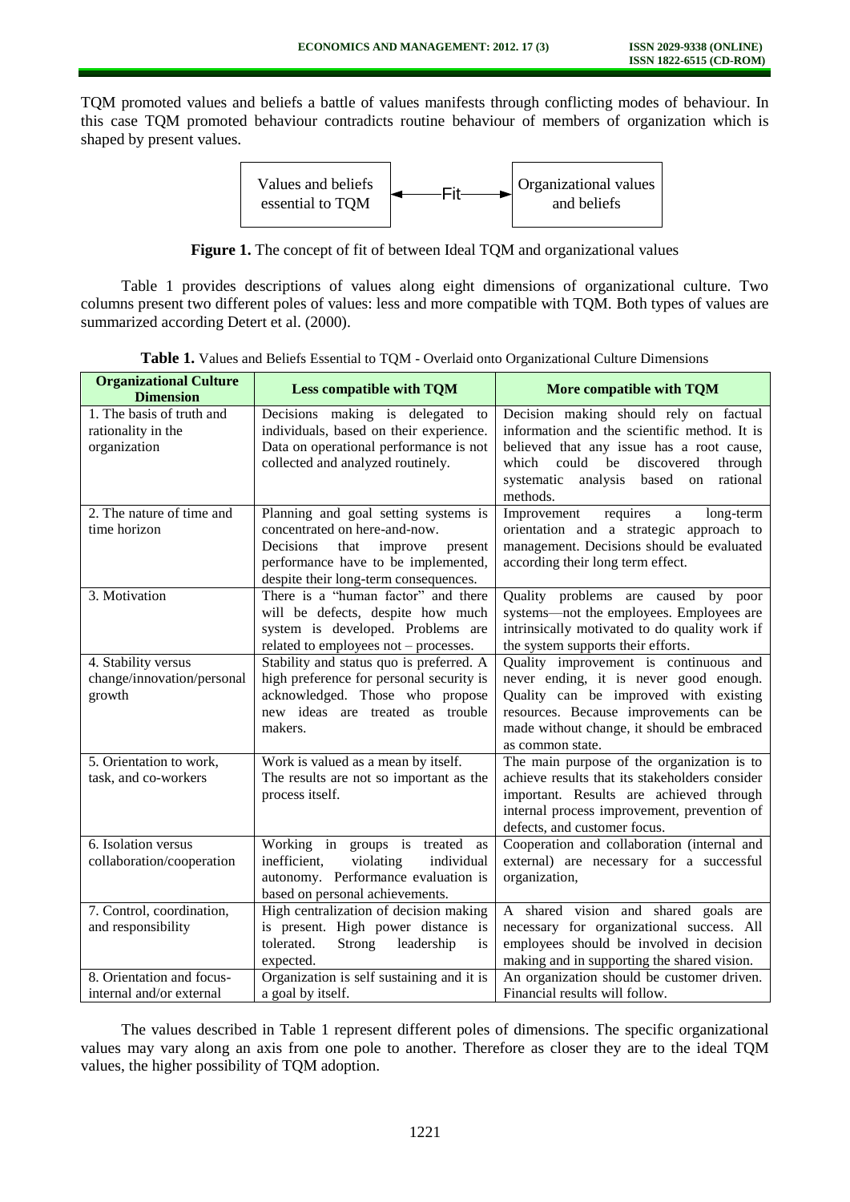TQM promoted values and beliefs a battle of values manifests through conflicting modes of behaviour. In this case TQM promoted behaviour contradicts routine behaviour of members of organization which is shaped by present values.

Values and beliefs essential to TQM ←Fit→ Organizational values and beliefs

**Figure 1.** The concept of fit of between Ideal TQM and organizational values

Table 1 provides descriptions of values along eight dimensions of organizational culture. Two columns present two different poles of values: less and more compatible with TQM. Both types of values are summarized according Detert et al. (2000).

**Table 1.** Values and Beliefs Essential to TQM - Overlaid onto Organizational Culture Dimensions

| Organizational Culture Dimension | Less compatible with TQM | More compatible with TQM |
|---|---|---|
| 1. The basis of truth and rationality in the organization | Decisions making is delegated to individuals, based on their experience. Data on operational performance is not collected and analyzed routinely. | Decision making should rely on factual information and the scientific method. It is believed that any issue has a root cause, which could be discovered through systematic analysis based on rational methods. |
| 2. The nature of time and time horizon | Planning and goal setting systems is concentrated on here-and-now. Decisions that improve present performance have to be implemented, despite their long-term consequences. | Improvement requires a long-term orientation and a strategic approach to management. Decisions should be evaluated according their long term effect. |
| 3. Motivation | There is a "human factor" and there will be defects, despite how much system is developed. Problems are related to employees not – processes. | Quality problems are caused by poor systems—not the employees. Employees are intrinsically motivated to do quality work if the system supports their efforts. |
| 4. Stability versus change/innovation/personal growth | Stability and status quo is preferred. A high preference for personal security is acknowledged. Those who propose new ideas are treated as trouble makers. | Quality improvement is continuous and never ending, it is never good enough. Quality can be improved with existing resources. Because improvements can be made without change, it should be embraced as common state. |
| 5. Orientation to work, task, and co-workers | Work is valued as a mean by itself. The results are not so important as the process itself. | The main purpose of the organization is to achieve results that its stakeholders consider important. Results are achieved through internal process improvement, prevention of defects, and customer focus. |
| 6. Isolation versus collaboration/cooperation | Working in groups is treated as inefficient, violating individual autonomy. Performance evaluation is based on personal achievements. | Cooperation and collaboration (internal and external) are necessary for a successful organization, |
| 7. Control, coordination, and responsibility | High centralization of decision making is present. High power distance is tolerated. Strong leadership is expected. | A shared vision and shared goals are necessary for organizational success. All employees should be involved in decision making and in supporting the shared vision. |
| 8. Orientation and focus- internal and/or external | Organization is self sustaining and it is a goal by itself. | An organization should be customer driven. Financial results will follow. |

The values described in Table 1 represent different poles of dimensions. The specific organizational values may vary along an axis from one pole to another. Therefore as closer they are to the ideal TQM values, the higher possibility of TQM adoption.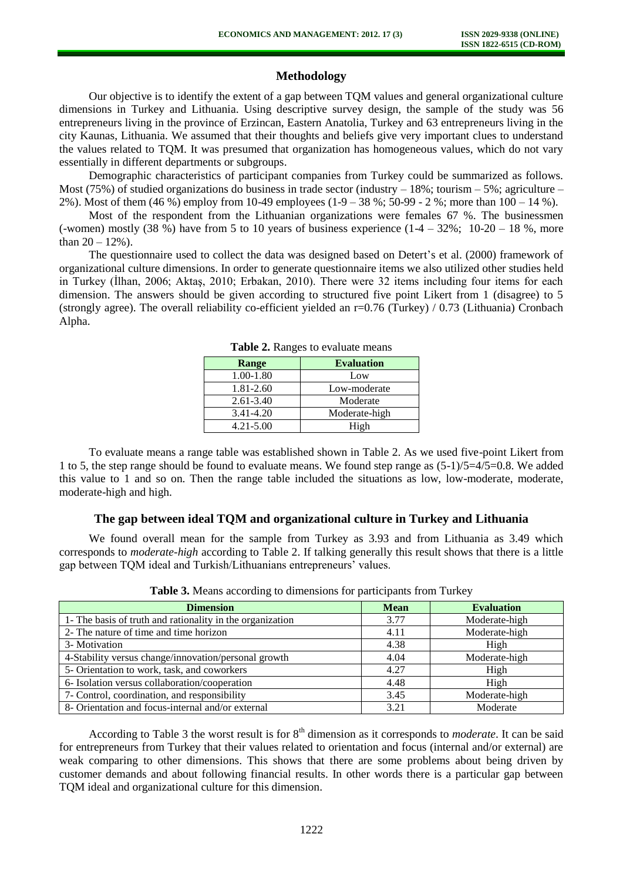## Methodology

Our objective is to identify the extent of a gap between TQM values and general organizational culture dimensions in Turkey and Lithuania. Using descriptive survey design, the sample of the study was 56 entrepreneurs living in the province of Erzincan, Eastern Anatolia, Turkey and 63 entrepreneurs living in the city Kaunas, Lithuania. We assumed that their thoughts and beliefs give very important clues to understand the values related to TQM. It was presumed that organization has homogeneous values, which do not vary essentially in different departments or subgroups.

Demographic characteristics of participant companies from Turkey could be summarized as follows. Most (75%) of studied organizations do business in trade sector (industry – 18%; tourism – 5%; agriculture – 2%). Most of them (46 %) employ from 10-49 employees (1-9 – 38 %; 50-99 - 2 %; more than 100 – 14 %).

Most of the respondent from the Lithuanian organizations were females 67 %. The businessmen (-women) mostly (38 %) have from 5 to 10 years of business experience (1-4 – 32%; 10-20 – 18 %, more than 20 – 12%).

The questionnaire used to collect the data was designed based on Detert's et al. (2000) framework of organizational culture dimensions. In order to generate questionnaire items we also utilized other studies held in Turkey (İlhan, 2006; Aktaş, 2010; Erbakan, 2010). There were 32 items including four items for each dimension. The answers should be given according to structured five point Likert from 1 (disagree) to 5 (strongly agree). The overall reliability co-efficient yielded an r=0.76 (Turkey) / 0.73 (Lithuania) Cronbach Alpha.

**Table 2.** Ranges to evaluate means

| Range | Evaluation |
|---|---|
| 1.00-1.80 | Low |
| 1.81-2.60 | Low-moderate |
| 2.61-3.40 | Moderate |
| 3.41-4.20 | Moderate-high |
| 4.21-5.00 | High |

To evaluate means a range table was established shown in Table 2. As we used five-point Likert from 1 to 5, the step range should be found to evaluate means. We found step range as (5-1)/5=4/5=0.8. We added this value to 1 and so on. Then the range table included the situations as low, low-moderate, moderate, moderate-high and high.

## The gap between ideal TQM and organizational culture in Turkey and Lithuania

We found overall mean for the sample from Turkey as 3.93 and from Lithuania as 3.49 which corresponds to *moderate-high* according to Table 2. If talking generally this result shows that there is a little gap between TQM ideal and Turkish/Lithuanians entrepreneurs' values.

**Table 3.** Means according to dimensions for participants from Turkey

| Dimension | Mean | Evaluation |
|---|---|---|
| 1- The basis of truth and rationality in the organization | 3.77 | Moderate-high |
| 2- The nature of time and time horizon | 4.11 | Moderate-high |
| 3- Motivation | 4.38 | High |
| 4-Stability versus change/innovation/personal growth | 4.04 | Moderate-high |
| 5- Orientation to work, task, and coworkers | 4.27 | High |
| 6- Isolation versus collaboration/cooperation | 4.48 | High |
| 7- Control, coordination, and responsibility | 3.45 | Moderate-high |
| 8- Orientation and focus-internal and/or external | 3.21 | Moderate |

According to Table 3 the worst result is for 8th dimension as it corresponds to *moderate*. It can be said for entrepreneurs from Turkey that their values related to orientation and focus (internal and/or external) are weak comparing to other dimensions. This shows that there are some problems about being driven by customer demands and about following financial results. In other words there is a particular gap between TQM ideal and organizational culture for this dimension.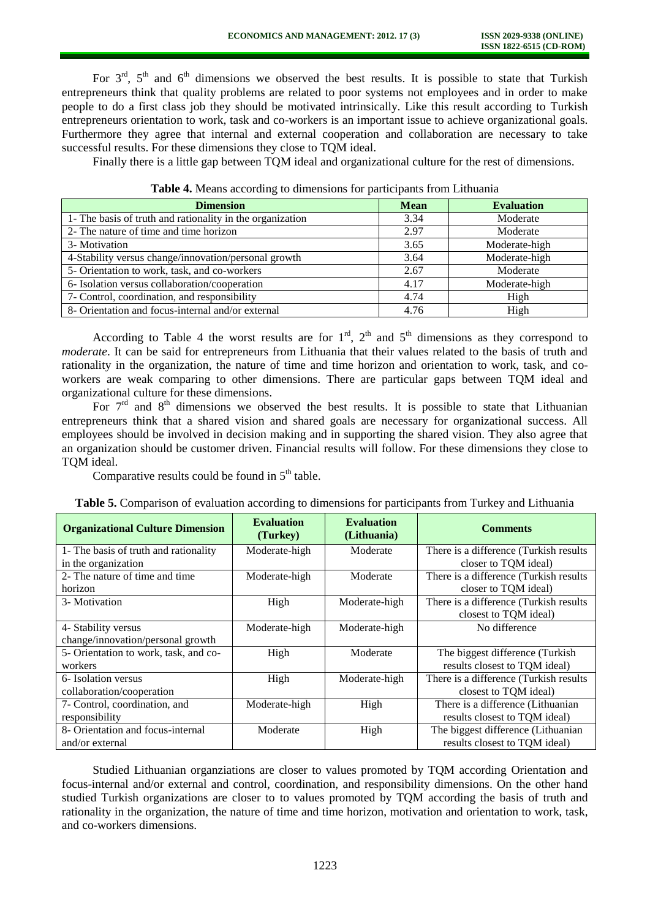For 3rd, 5th and 6th dimensions we observed the best results. It is possible to state that Turkish entrepreneurs think that quality problems are related to poor systems not employees and in order to make people to do a first class job they should be motivated intrinsically. Like this result according to Turkish entrepreneurs orientation to work, task and co-workers is an important issue to achieve organizational goals. Furthermore they agree that internal and external cooperation and collaboration are necessary to take successful results. For these dimensions they close to TQM ideal.

Finally there is a little gap between TQM ideal and organizational culture for the rest of dimensions.

**Table 4.** Means according to dimensions for participants from Lithuania

| Dimension | Mean | Evaluation |
|---|---|---|
| 1- The basis of truth and rationality in the organization | 3.34 | Moderate |
| 2- The nature of time and time horizon | 2.97 | Moderate |
| 3- Motivation | 3.65 | Moderate-high |
| 4-Stability versus change/innovation/personal growth | 3.64 | Moderate-high |
| 5- Orientation to work, task, and co-workers | 2.67 | Moderate |
| 6- Isolation versus collaboration/cooperation | 4.17 | Moderate-high |
| 7- Control, coordination, and responsibility | 4.74 | High |
| 8- Orientation and focus-internal and/or external | 4.76 | High |

According to Table 4 the worst results are for 1rd, 2th and 5th dimensions as they correspond to *moderate*. It can be said for entrepreneurs from Lithuania that their values related to the basis of truth and rationality in the organization, the nature of time and time horizon and orientation to work, task, and co-workers are weak comparing to other dimensions. There are particular gaps between TQM ideal and organizational culture for these dimensions.

For 7rd and 8th dimensions we observed the best results. It is possible to state that Lithuanian entrepreneurs think that a shared vision and shared goals are necessary for organizational success. All employees should be involved in decision making and in supporting the shared vision. They also agree that an organization should be customer driven. Financial results will follow. For these dimensions they close to TQM ideal.

Comparative results could be found in 5th table.

**Table 5.** Comparison of evaluation according to dimensions for participants from Turkey and Lithuania

| Organizational Culture Dimension | Evaluation (Turkey) | Evaluation (Lithuania) | Comments |
|---|---|---|---|
| 1- The basis of truth and rationality in the organization | Moderate-high | Moderate | There is a difference (Turkish results closer to TQM ideal) |
| 2- The nature of time and time horizon | Moderate-high | Moderate | There is a difference (Turkish results closer to TQM ideal) |
| 3- Motivation | High | Moderate-high | There is a difference (Turkish results closest to TQM ideal) |
| 4- Stability versus change/innovation/personal growth | Moderate-high | Moderate-high | No difference |
| 5- Orientation to work, task, and co-workers | High | Moderate | The biggest difference (Turkish results closest to TQM ideal) |
| 6- Isolation versus collaboration/cooperation | High | Moderate-high | There is a difference (Turkish results closest to TQM ideal) |
| 7- Control, coordination, and responsibility | Moderate-high | High | There is a difference (Lithuanian results closest to TQM ideal) |
| 8- Orientation and focus-internal and/or external | Moderate | High | The biggest difference (Lithuanian results closest to TQM ideal) |

Studied Lithuanian organziations are closer to values promoted by TQM according Orientation and focus-internal and/or external and control, coordination, and responsibility dimensions. On the other hand studied Turkish organizations are closer to to values promoted by TQM according the basis of truth and rationality in the organization, the nature of time and time horizon, motivation and orientation to work, task, and co-workers dimensions.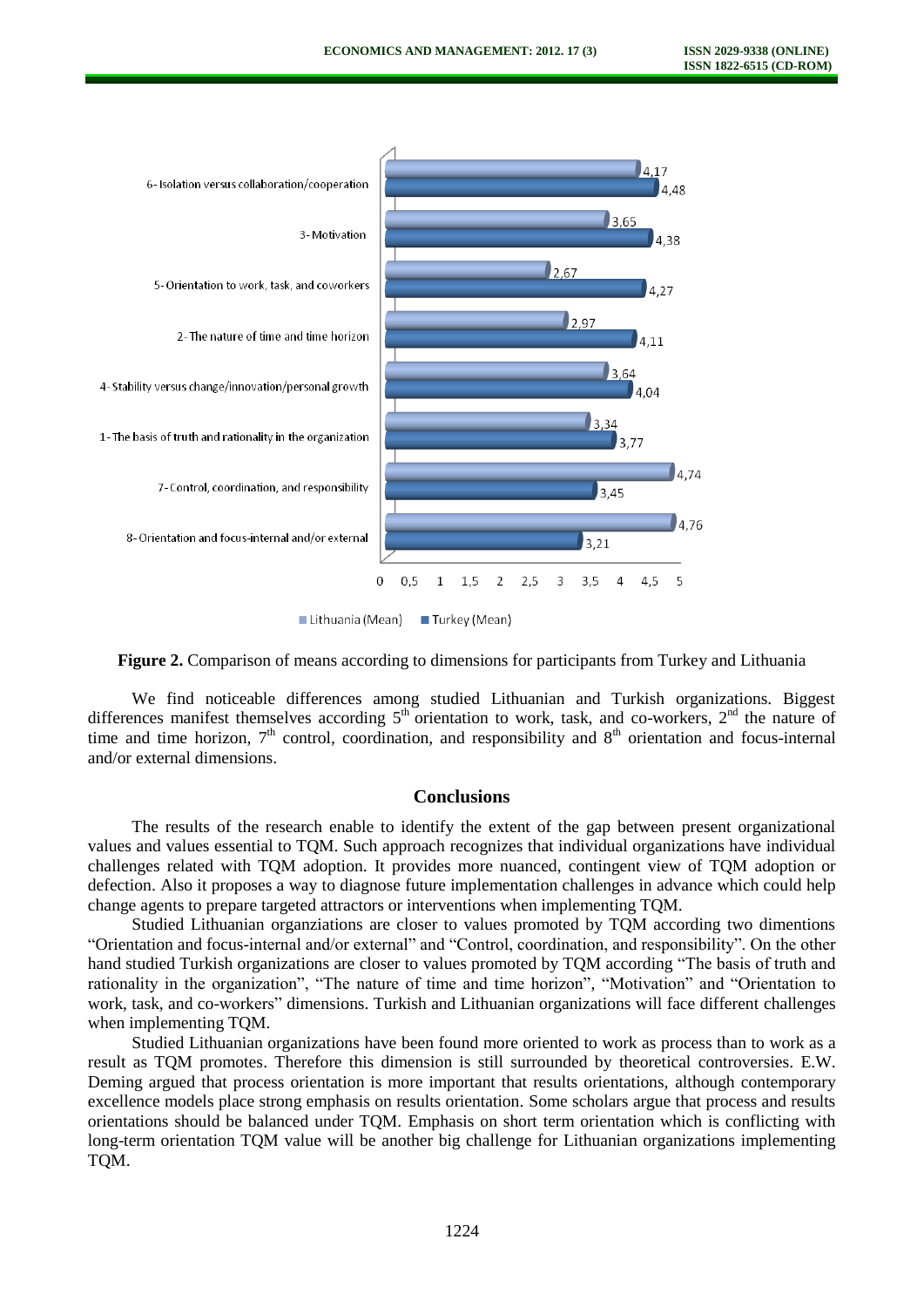**Figure 2.** Comparison of means according to dimensions for participants from Turkey and Lithuania

We find noticeable differences among studied Lithuanian and Turkish organizations. Biggest differences manifest themselves according 5th orientation to work, task, and co-workers, 2nd the nature of time and time horizon, 7th control, coordination, and responsibility and 8th orientation and focus-internal and/or external dimensions.

## Conclusions

The results of the research enable to identify the extent of the gap between present organizational values and values essential to TQM. Such approach recognizes that individual organizations have individual challenges related with TQM adoption. It provides more nuanced, contingent view of TQM adoption or defection. Also it proposes a way to diagnose future implementation challenges in advance which could help change agents to prepare targeted attractors or interventions when implementing TQM.

Studied Lithuanian organziations are closer to values promoted by TQM according two dimentions "Orientation and focus-internal and/or external" and "Control, coordination, and responsibility". On the other hand studied Turkish organizations are closer to values promoted by TQM according "The basis of truth and rationality in the organization", "The nature of time and time horizon", "Motivation" and "Orientation to work, task, and co-workers" dimensions. Turkish and Lithuanian organizations will face different challenges when implementing TQM.

Studied Lithuanian organizations have been found more oriented to work as process than to work as a result as TQM promotes. Therefore this dimension is still surrounded by theoretical controversies. E.W. Deming argued that process orientation is more important that results orientations, although contemporary excellence models place strong emphasis on results orientation. Some scholars argue that process and results orientations should be balanced under TQM. Emphasis on short term orientation which is conflicting with long-term orientation TQM value will be another big challenge for Lithuanian organizations implementing TQM.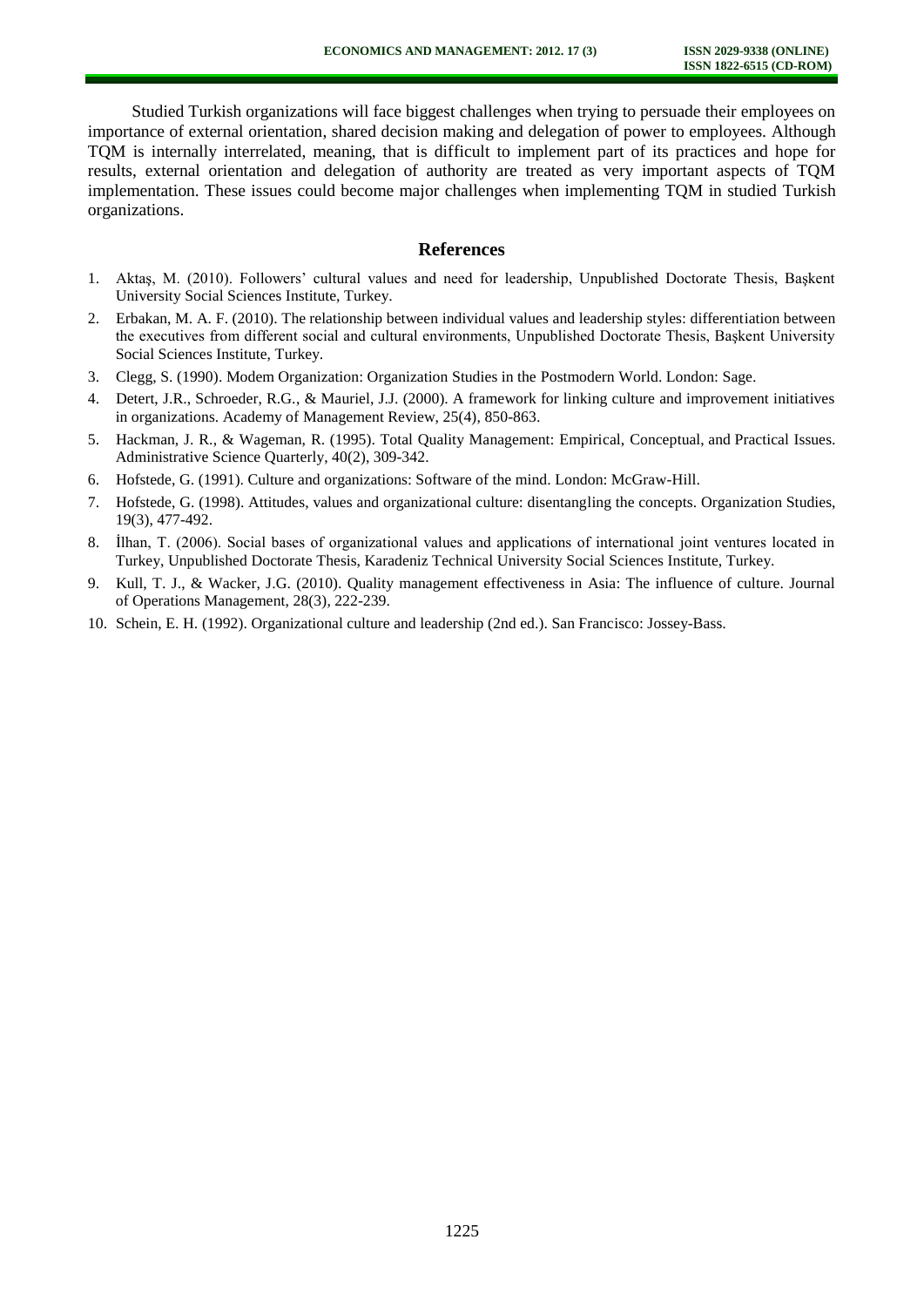Studied Turkish organizations will face biggest challenges when trying to persuade their employees on importance of external orientation, shared decision making and delegation of power to employees. Although TQM is internally interrelated, meaning, that is difficult to implement part of its practices and hope for results, external orientation and delegation of authority are treated as very important aspects of TQM implementation. These issues could become major challenges when implementing TQM in studied Turkish organizations.

## References

1. Aktaş, M. (2010). Followers' cultural values and need for leadership, Unpublished Doctorate Thesis, Başkent University Social Sciences Institute, Turkey.
2. Erbakan, M. A. F. (2010). The relationship between individual values and leadership styles: differentiation between the executives from different social and cultural environments, Unpublished Doctorate Thesis, Başkent University Social Sciences Institute, Turkey.
3. Clegg, S. (1990). Modem Organization: Organization Studies in the Postmodern World. London: Sage.
4. Detert, J.R., Schroeder, R.G., & Mauriel, J.J. (2000). A framework for linking culture and improvement initiatives in organizations. Academy of Management Review, 25(4), 850-863.
5. Hackman, J. R., & Wageman, R. (1995). Total Quality Management: Empirical, Conceptual, and Practical Issues. Administrative Science Quarterly, 40(2), 309-342.
6. Hofstede, G. (1991). Culture and organizations: Software of the mind. London: McGraw-Hill.
7. Hofstede, G. (1998). Attitudes, values and organizational culture: disentangling the concepts. Organization Studies, 19(3), 477-492.
8. İlhan, T. (2006). Social bases of organizational values and applications of international joint ventures located in Turkey, Unpublished Doctorate Thesis, Karadeniz Technical University Social Sciences Institute, Turkey.
9. Kull, T. J., & Wacker, J.G. (2010). Quality management effectiveness in Asia: The influence of culture. Journal of Operations Management, 28(3), 222-239.
10. Schein, E. H. (1992). Organizational culture and leadership (2nd ed.). San Francisco: Jossey-Bass.